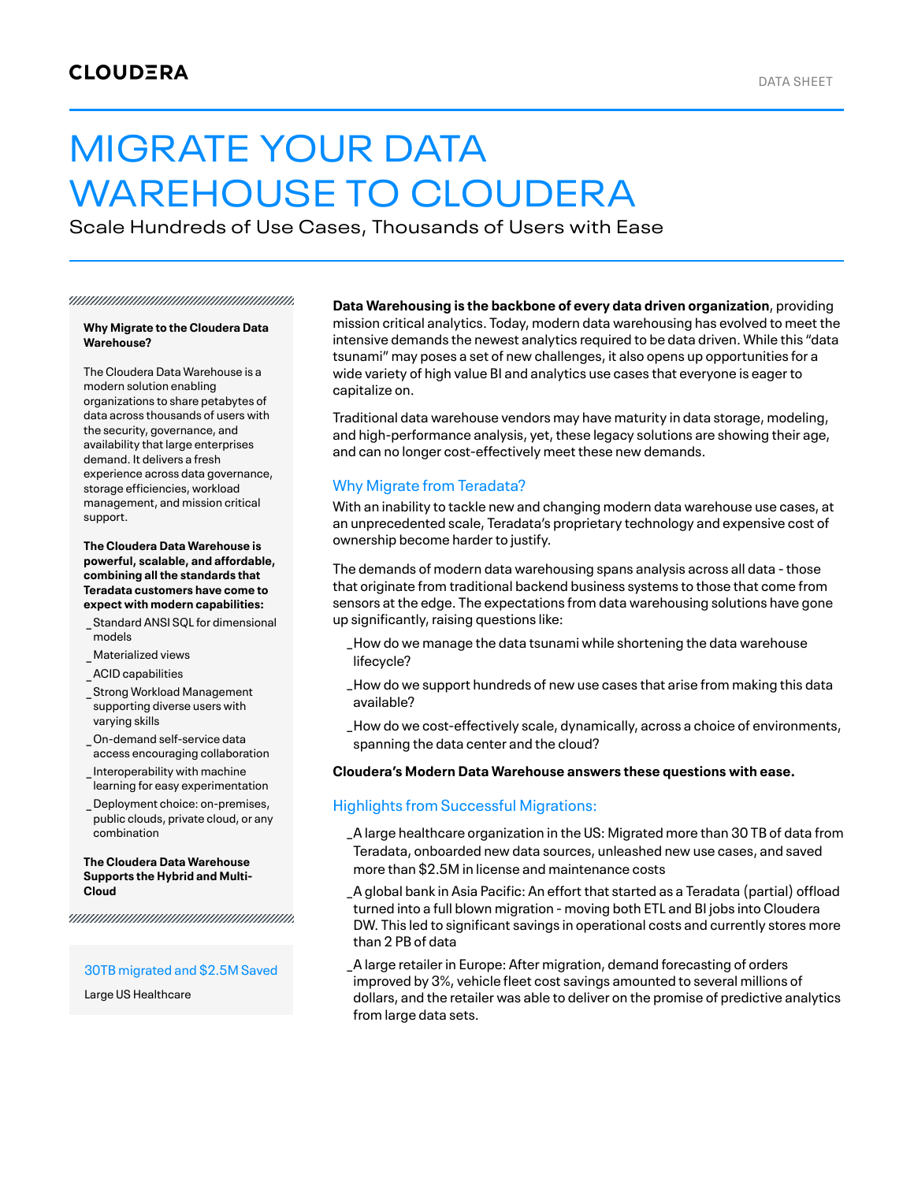CLOUDERA

DATA SHEET

# MIGRATE YOUR DATA WAREHOUSE TO CLOUDERA

Scale Hundreds of Use Cases, Thousands of Users with Ease

**Why Migrate to the Cloudera Data Warehouse?**

The Cloudera Data Warehouse is a modern solution enabling organizations to share petabytes of data across thousands of users with the security, governance, and availability that large enterprises demand. It delivers a fresh experience across data governance, storage efficiencies, workload management, and mission critical support.

**The Cloudera Data Warehouse is powerful, scalable, and affordable, combining all the standards that Teradata customers have come to expect with modern capabilities:**

- Standard ANSI SQL for dimensional models
- Materialized views
- ACID capabilities
- Strong Workload Management supporting diverse users with varying skills
- On-demand self-service data access encouraging collaboration
- Interoperability with machine learning for easy experimentation
- Deployment choice: on-premises, public clouds, private cloud, or any combination

**The Cloudera Data Warehouse Supports the Hybrid and Multi-Cloud**

30TB migrated and $2.5M Saved

Large US Healthcare

**Data Warehousing is the backbone of every data driven organization**, providing mission critical analytics. Today, modern data warehousing has evolved to meet the intensive demands the newest analytics required to be data driven. While this "data tsunami" may poses a set of new challenges, it also opens up opportunities for a wide variety of high value BI and analytics use cases that everyone is eager to capitalize on.

Traditional data warehouse vendors may have maturity in data storage, modeling, and high-performance analysis, yet, these legacy solutions are showing their age, and can no longer cost-effectively meet these new demands.

## Why Migrate from Teradata?

With an inability to tackle new and changing modern data warehouse use cases, at an unprecedented scale, Teradata's proprietary technology and expensive cost of ownership become harder to justify.

The demands of modern data warehousing spans analysis across all data - those that originate from traditional backend business systems to those that come from sensors at the edge. The expectations from data warehousing solutions have gone up significantly, raising questions like:

- How do we manage the data tsunami while shortening the data warehouse lifecycle?
- How do we support hundreds of new use cases that arise from making this data available?
- How do we cost-effectively scale, dynamically, across a choice of environments, spanning the data center and the cloud?

**Cloudera's Modern Data Warehouse answers these questions with ease.**

## Highlights from Successful Migrations:

- A large healthcare organization in the US: Migrated more than 30 TB of data from Teradata, onboarded new data sources, unleashed new use cases, and saved more than $2.5M in license and maintenance costs
- A global bank in Asia Pacific: An effort that started as a Teradata (partial) offload turned into a full blown migration - moving both ETL and BI jobs into Cloudera DW. This led to significant savings in operational costs and currently stores more than 2 PB of data
- A large retailer in Europe: After migration, demand forecasting of orders improved by 3%, vehicle fleet cost savings amounted to several millions of dollars, and the retailer was able to deliver on the promise of predictive analytics from large data sets.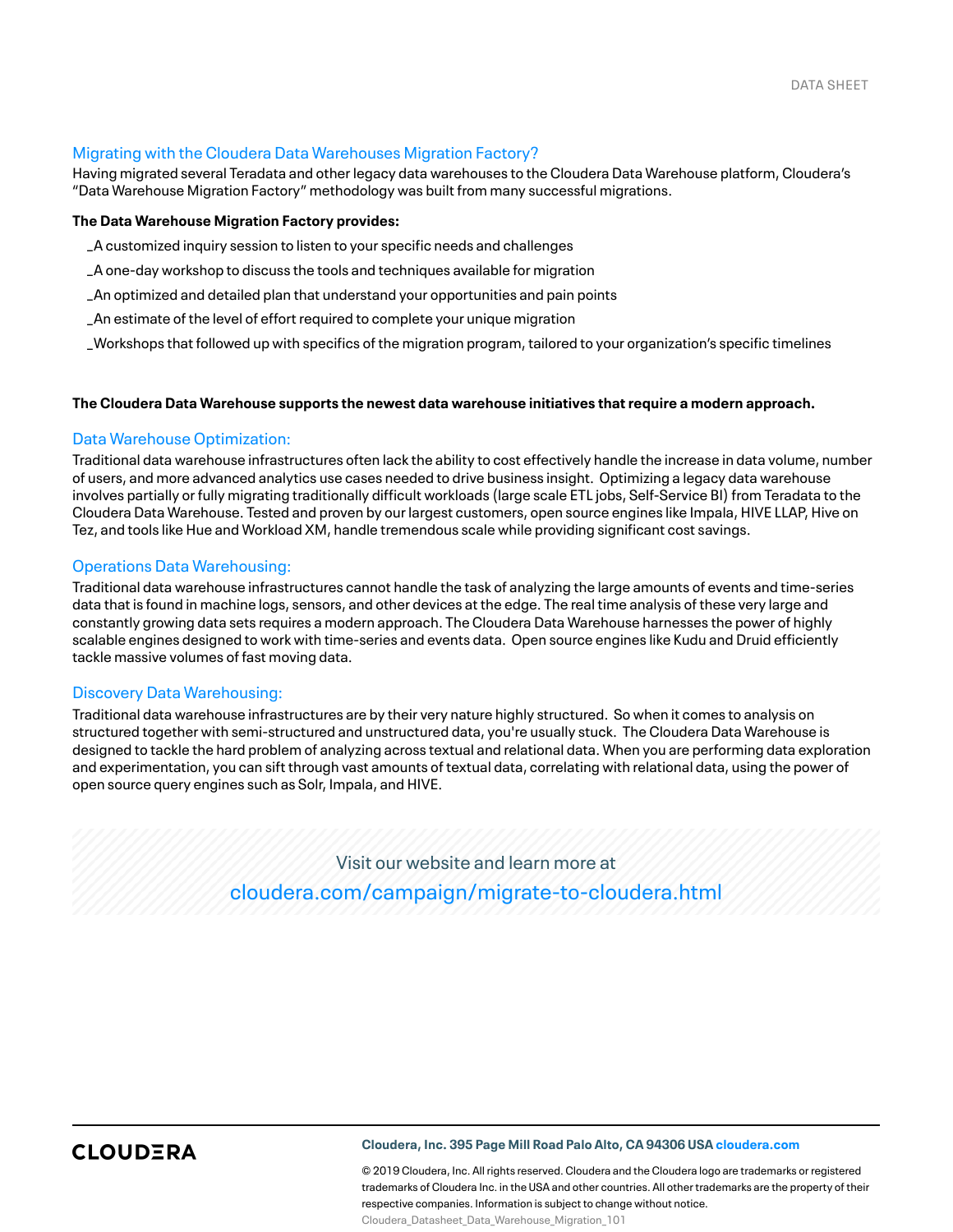## Migrating with the Cloudera Data Warehouses Migration Factory?

Having migrated several Teradata and other legacy data warehouses to the Cloudera Data Warehouse platform, Cloudera's "Data Warehouse Migration Factory" methodology was built from many successful migrations.

**The Data Warehouse Migration Factory provides:**

- _A customized inquiry session to listen to your specific needs and challenges
- _A one-day workshop to discuss the tools and techniques available for migration
- _An optimized and detailed plan that understand your opportunities and pain points
- _An estimate of the level of effort required to complete your unique migration
- _Workshops that followed up with specifics of the migration program, tailored to your organization's specific timelines

**The Cloudera Data Warehouse supports the newest data warehouse initiatives that require a modern approach.**

## Data Warehouse Optimization:

Traditional data warehouse infrastructures often lack the ability to cost effectively handle the increase in data volume, number of users, and more advanced analytics use cases needed to drive business insight. Optimizing a legacy data warehouse involves partially or fully migrating traditionally difficult workloads (large scale ETL jobs, Self-Service BI) from Teradata to the Cloudera Data Warehouse. Tested and proven by our largest customers, open source engines like Impala, HIVE LLAP, Hive on Tez, and tools like Hue and Workload XM, handle tremendous scale while providing significant cost savings.

## Operations Data Warehousing:

Traditional data warehouse infrastructures cannot handle the task of analyzing the large amounts of events and time-series data that is found in machine logs, sensors, and other devices at the edge. The real time analysis of these very large and constantly growing data sets requires a modern approach. The Cloudera Data Warehouse harnesses the power of highly scalable engines designed to work with time-series and events data. Open source engines like Kudu and Druid efficiently tackle massive volumes of fast moving data.

## Discovery Data Warehousing:

Traditional data warehouse infrastructures are by their very nature highly structured. So when it comes to analysis on structured together with semi-structured and unstructured data, you're usually stuck. The Cloudera Data Warehouse is designed to tackle the hard problem of analyzing across textual and relational data. When you are performing data exploration and experimentation, you can sift through vast amounts of textual data, correlating with relational data, using the power of open source query engines such as Solr, Impala, and HIVE.

Visit our website and learn more at
cloudera.com/campaign/migrate-to-cloudera.html

CLOUDERA

**Cloudera, Inc. 395 Page Mill Road Palo Alto, CA 94306 USA cloudera.com**

© 2019 Cloudera, Inc. All rights reserved. Cloudera and the Cloudera logo are trademarks or registered trademarks of Cloudera Inc. in the USA and other countries. All other trademarks are the property of their respective companies. Information is subject to change without notice.
Cloudera_Datasheet_Data_Warehouse_Migration_101